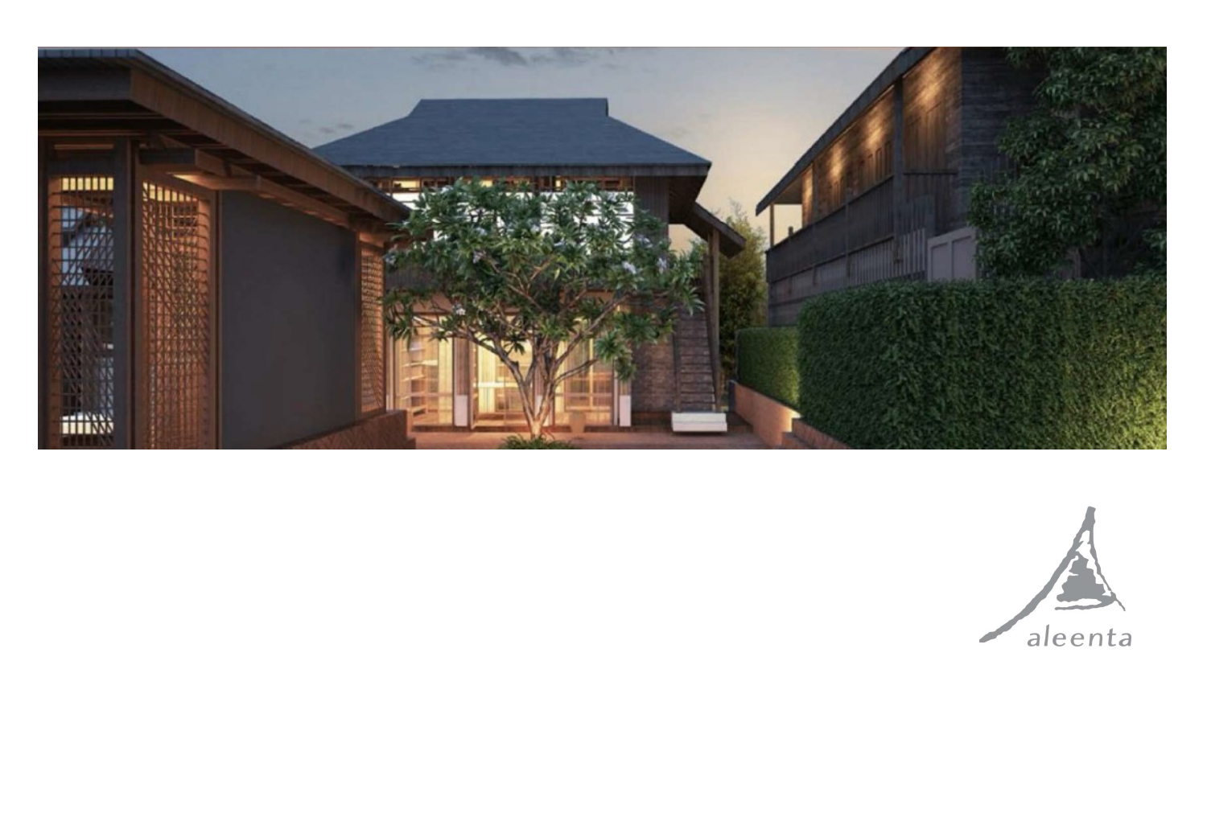aleenta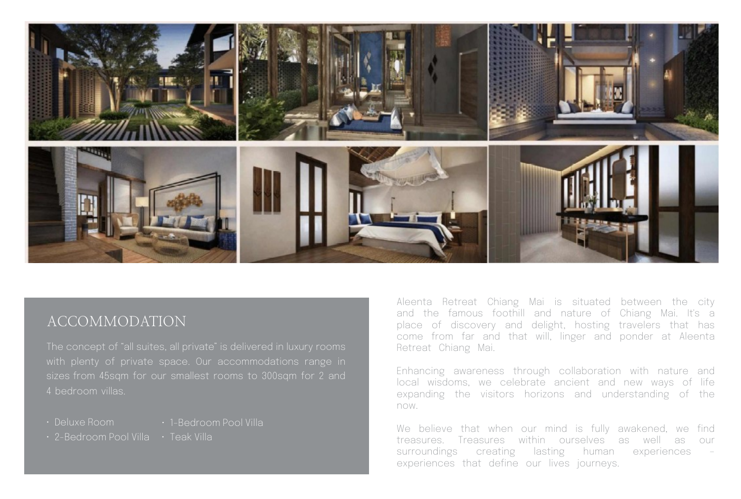## ACCOMMODATION

The concept of "all suites, all private" is delivered in luxury rooms with plenty of private space. Our accommodations range in sizes from 45sqm for our smallest rooms to 300sqm for 2 and 4 bedroom villas.

- Deluxe Room
- 1-Bedroom Pool Villa
- 2-Bedroom Pool Villa
- Teak Villa

Aleenta Retreat Chiang Mai is situated between the city and the famous foothill and nature of Chiang Mai. It's a place of discovery and delight, hosting travelers that has come from far and that will, linger and ponder at Aleenta Retreat Chiang Mai.

Enhancing awareness through collaboration with nature and local wisdoms, we celebrate ancient and new ways of life expanding the visitors horizons and understanding of the now.

We believe that when our mind is fully awakened, we find treasures. Treasures within ourselves as well as our surroundings creating lasting human experiences – experiences that define our lives journeys.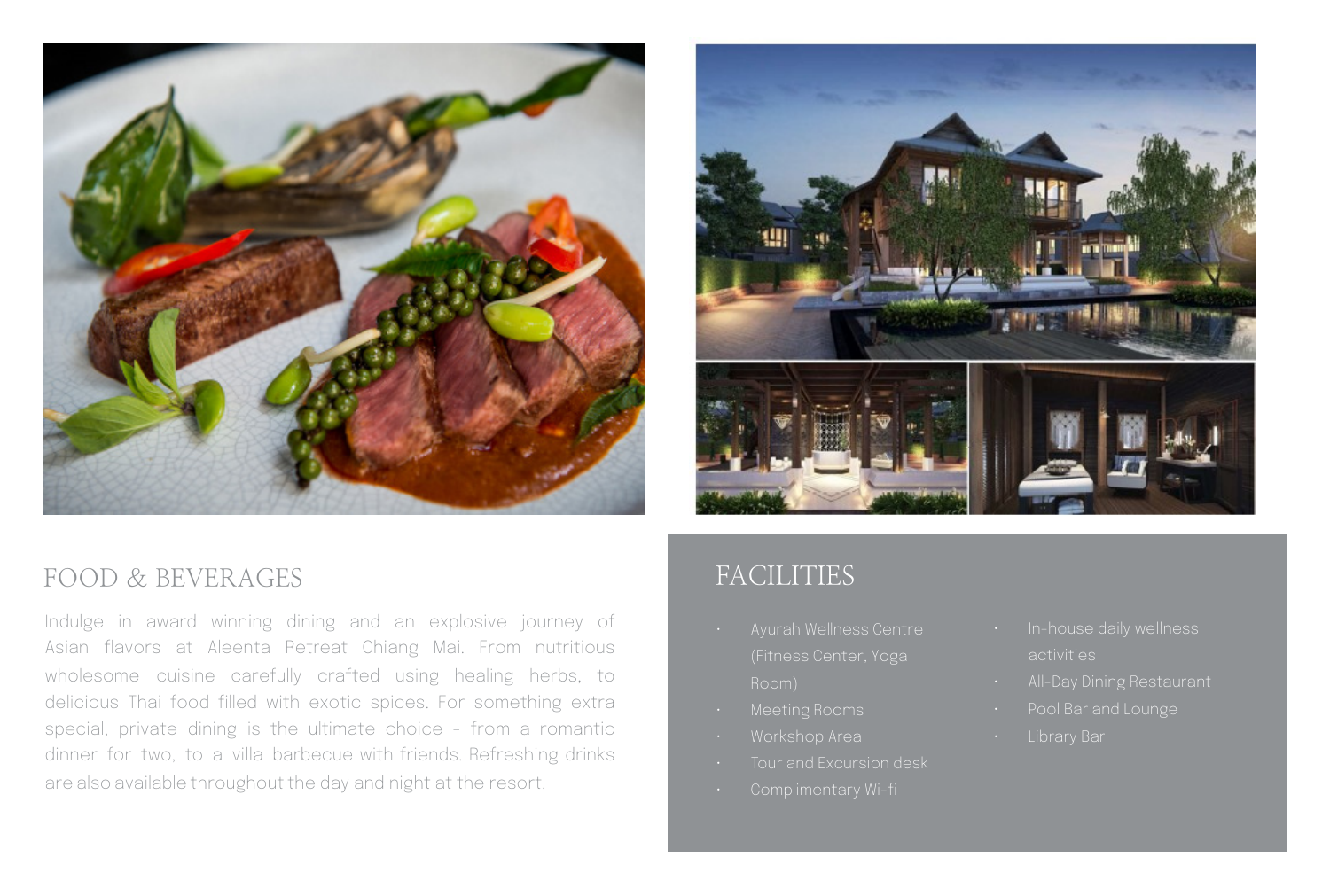## FOOD & BEVERAGES

Indulge in award winning dining and an explosive journey of Asian flavors at Aleenta Retreat Chiang Mai. From nutritious wholesome cuisine carefully crafted using healing herbs, to delicious Thai food filled with exotic spices. For something extra special, private dining is the ultimate choice - from a romantic dinner for two, to a villa barbecue with friends. Refreshing drinks are also available throughout the day and night at the resort.

## FACILITIES

- Ayurah Wellness Centre (Fitness Center, Yoga Room)
- Meeting Rooms
- Workshop Area
- Tour and Excursion desk
- Complimentary Wi-fi
- In-house daily wellness activities
- All-Day Dining Restaurant
- Pool Bar and Lounge
- Library Bar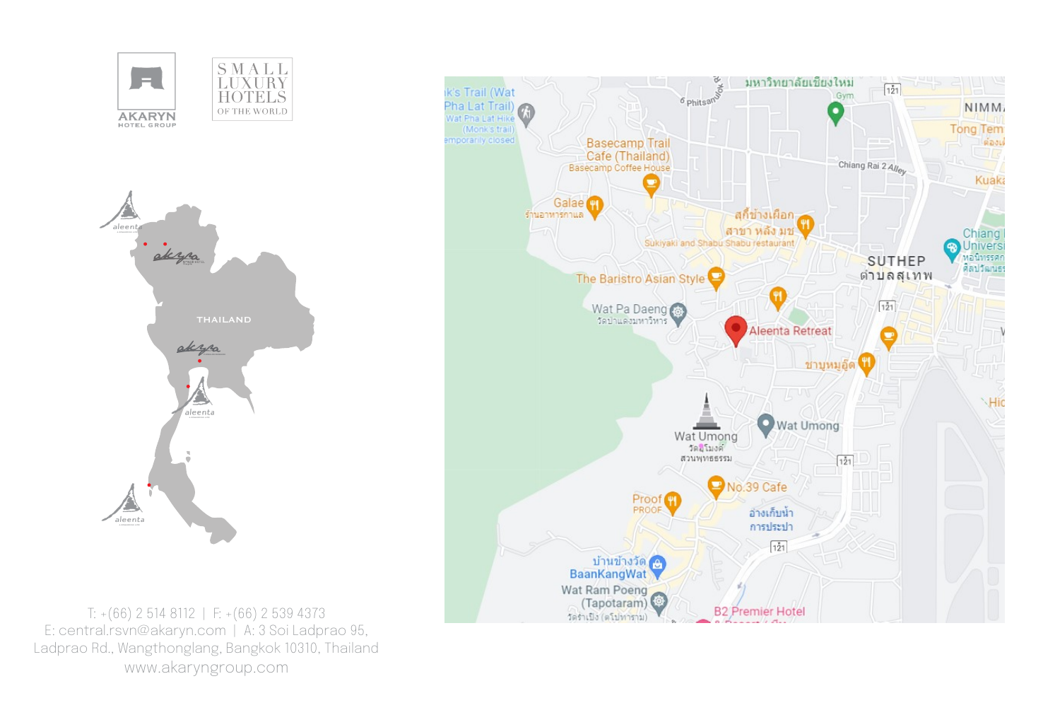AKARYN
HOTEL GROUP

SMALL LUXURY HOTELS OF THE WORLD

T: +(66) 2 514 8112 | F: +(66) 2 539 4373
E: central.rsvn@akaryn.com | A: 3 Soi Ladprao 95, Ladprao Rd., Wangthonglang, Bangkok 10310, Thailand
www.akaryngroup.com